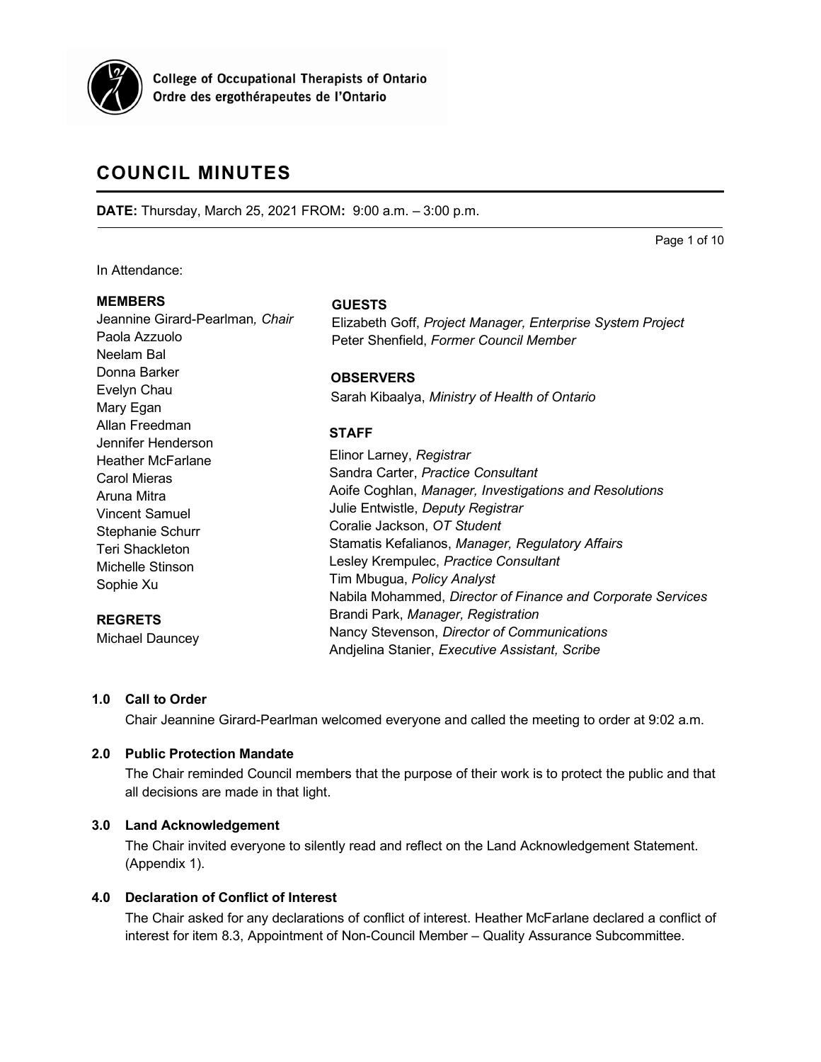College of Occupational Therapists of Ontario
Ordre des ergothérapeutes de l'Ontario

# COUNCIL MINUTES

**DATE:** Thursday, March 25, 2021 FROM**:** 9:00 a.m. – 3:00 p.m.

In Attendance:

**MEMBERS**
Jeannine Girard-Pearlman*, Chair*
Paola Azzuolo
Neelam Bal
Donna Barker
Evelyn Chau
Mary Egan
Allan Freedman
Jennifer Henderson
Heather McFarlane
Carol Mieras
Aruna Mitra
Vincent Samuel
Stephanie Schurr
Teri Shackleton
Michelle Stinson
Sophie Xu

**REGRETS**
Michael Dauncey

**GUESTS**
Elizabeth Goff, *Project Manager, Enterprise System Project*
Peter Shenfield, *Former Council Member*

**OBSERVERS**
Sarah Kibaalya, *Ministry of Health of Ontario*

**STAFF**
Elinor Larney, *Registrar*
Sandra Carter, *Practice Consultant*
Aoife Coghlan, *Manager, Investigations and Resolutions*
Julie Entwistle, *Deputy Registrar*
Coralie Jackson, *OT Student*
Stamatis Kefalianos, *Manager, Regulatory Affairs*
Lesley Krempulec, *Practice Consultant*
Tim Mbugua, *Policy Analyst*
Nabila Mohammed, *Director of Finance and Corporate Services*
Brandi Park, *Manager, Registration*
Nancy Stevenson, *Director of Communications*
Andjelina Stanier, *Executive Assistant, Scribe*

## 1.0 Call to Order

Chair Jeannine Girard-Pearlman welcomed everyone and called the meeting to order at 9:02 a.m.

## 2.0 Public Protection Mandate

The Chair reminded Council members that the purpose of their work is to protect the public and that all decisions are made in that light.

## 3.0 Land Acknowledgement

The Chair invited everyone to silently read and reflect on the Land Acknowledgement Statement. (Appendix 1).

## 4.0 Declaration of Conflict of Interest

The Chair asked for any declarations of conflict of interest. Heather McFarlane declared a conflict of interest for item 8.3, Appointment of Non-Council Member – Quality Assurance Subcommittee.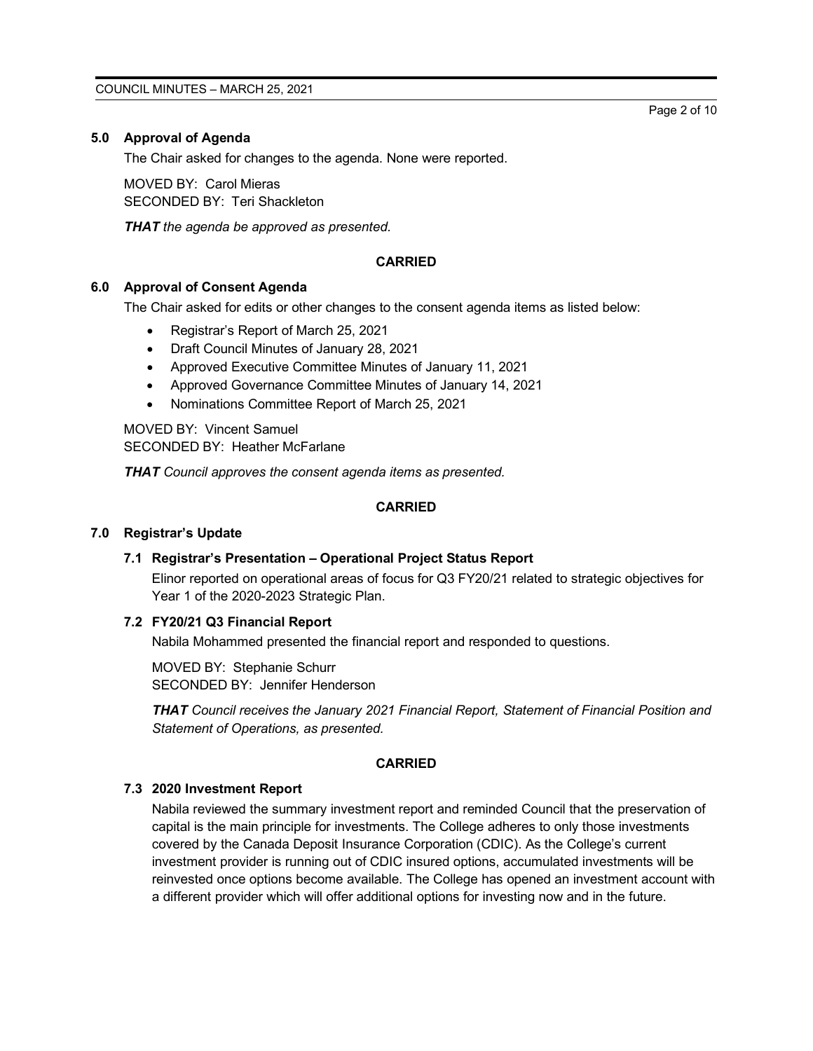## 5.0 Approval of Agenda

The Chair asked for changes to the agenda. None were reported.

MOVED BY: Carol Mieras
SECONDED BY: Teri Shackleton

***THAT** the agenda be approved as presented.*

**CARRIED**

## 6.0 Approval of Consent Agenda

The Chair asked for edits or other changes to the consent agenda items as listed below:

- Registrar's Report of March 25, 2021
- Draft Council Minutes of January 28, 2021
- Approved Executive Committee Minutes of January 11, 2021
- Approved Governance Committee Minutes of January 14, 2021
- Nominations Committee Report of March 25, 2021

MOVED BY: Vincent Samuel
SECONDED BY: Heather McFarlane

***THAT** Council approves the consent agenda items as presented.*

**CARRIED**

## 7.0 Registrar's Update

### 7.1 Registrar's Presentation – Operational Project Status Report

Elinor reported on operational areas of focus for Q3 FY20/21 related to strategic objectives for Year 1 of the 2020-2023 Strategic Plan.

### 7.2 FY20/21 Q3 Financial Report

Nabila Mohammed presented the financial report and responded to questions.

MOVED BY: Stephanie Schurr
SECONDED BY: Jennifer Henderson

***THAT** Council receives the January 2021 Financial Report, Statement of Financial Position and Statement of Operations, as presented.*

**CARRIED**

### 7.3 2020 Investment Report

Nabila reviewed the summary investment report and reminded Council that the preservation of capital is the main principle for investments. The College adheres to only those investments covered by the Canada Deposit Insurance Corporation (CDIC). As the College's current investment provider is running out of CDIC insured options, accumulated investments will be reinvested once options become available. The College has opened an investment account with a different provider which will offer additional options for investing now and in the future.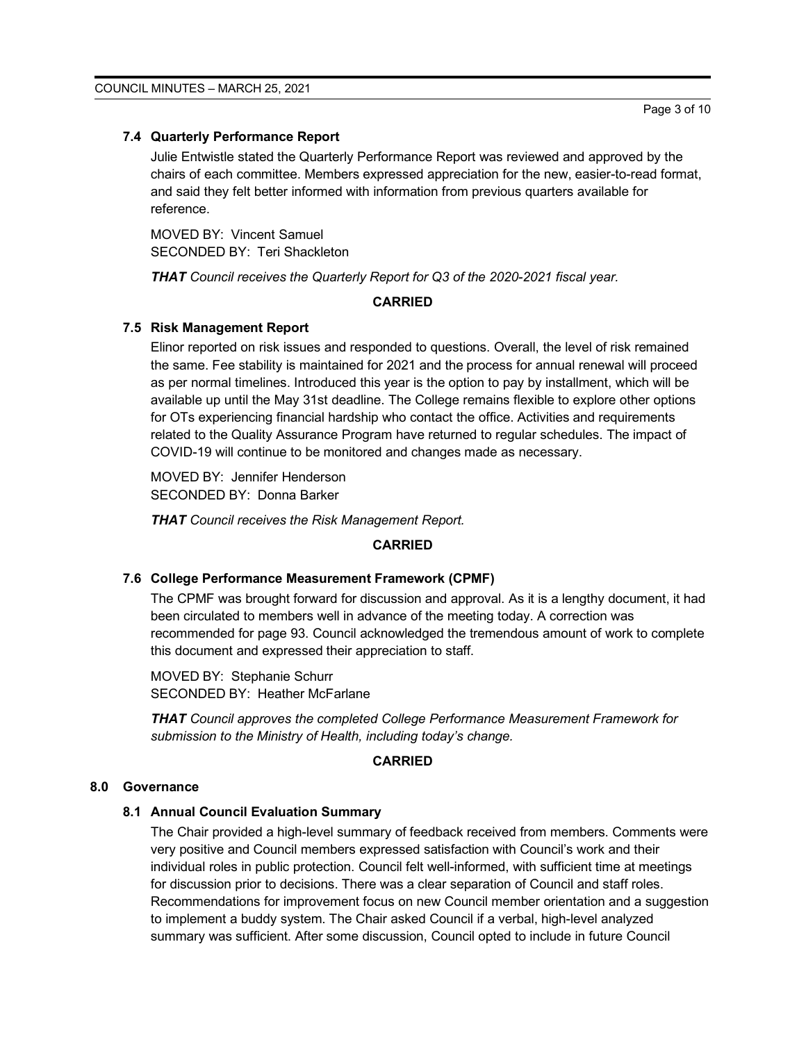### 7.4 Quarterly Performance Report

Julie Entwistle stated the Quarterly Performance Report was reviewed and approved by the chairs of each committee. Members expressed appreciation for the new, easier-to-read format, and said they felt better informed with information from previous quarters available for reference.

MOVED BY: Vincent Samuel
SECONDED BY: Teri Shackleton

***THAT** Council receives the Quarterly Report for Q3 of the 2020-2021 fiscal year.*

**CARRIED**

### 7.5 Risk Management Report

Elinor reported on risk issues and responded to questions. Overall, the level of risk remained the same. Fee stability is maintained for 2021 and the process for annual renewal will proceed as per normal timelines. Introduced this year is the option to pay by installment, which will be available up until the May 31st deadline. The College remains flexible to explore other options for OTs experiencing financial hardship who contact the office. Activities and requirements related to the Quality Assurance Program have returned to regular schedules. The impact of COVID-19 will continue to be monitored and changes made as necessary.

MOVED BY: Jennifer Henderson
SECONDED BY: Donna Barker

***THAT** Council receives the Risk Management Report.*

**CARRIED**

### 7.6 College Performance Measurement Framework (CPMF)

The CPMF was brought forward for discussion and approval. As it is a lengthy document, it had been circulated to members well in advance of the meeting today. A correction was recommended for page 93. Council acknowledged the tremendous amount of work to complete this document and expressed their appreciation to staff.

MOVED BY: Stephanie Schurr
SECONDED BY: Heather McFarlane

***THAT** Council approves the completed College Performance Measurement Framework for submission to the Ministry of Health, including today's change.*

**CARRIED**

## 8.0 Governance

### 8.1 Annual Council Evaluation Summary

The Chair provided a high-level summary of feedback received from members. Comments were very positive and Council members expressed satisfaction with Council's work and their individual roles in public protection. Council felt well-informed, with sufficient time at meetings for discussion prior to decisions. There was a clear separation of Council and staff roles. Recommendations for improvement focus on new Council member orientation and a suggestion to implement a buddy system. The Chair asked Council if a verbal, high-level analyzed summary was sufficient. After some discussion, Council opted to include in future Council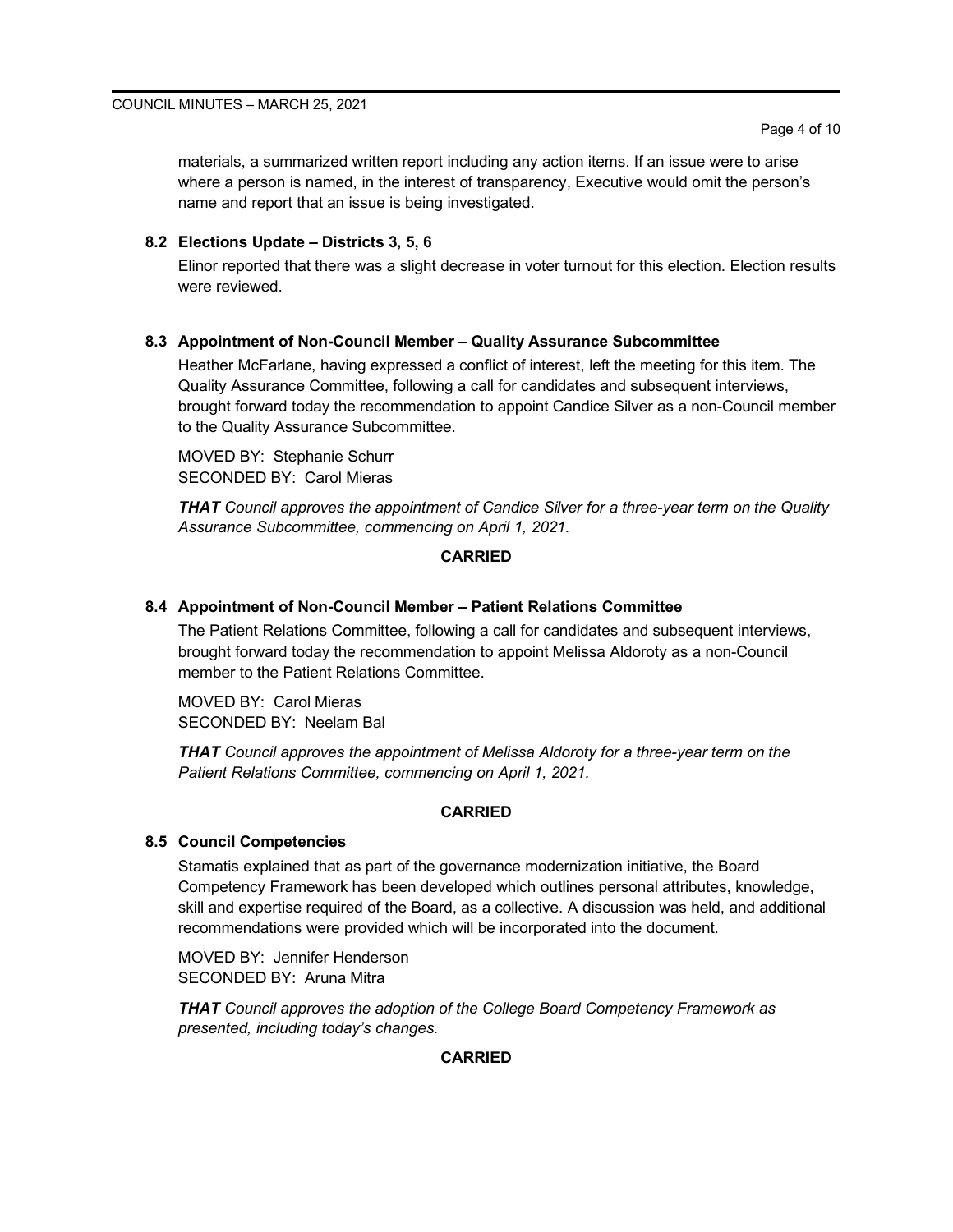materials, a summarized written report including any action items. If an issue were to arise where a person is named, in the interest of transparency, Executive would omit the person's name and report that an issue is being investigated.

### 8.2 Elections Update – Districts 3, 5, 6

Elinor reported that there was a slight decrease in voter turnout for this election. Election results were reviewed.

### 8.3 Appointment of Non-Council Member – Quality Assurance Subcommittee

Heather McFarlane, having expressed a conflict of interest, left the meeting for this item. The Quality Assurance Committee, following a call for candidates and subsequent interviews, brought forward today the recommendation to appoint Candice Silver as a non-Council member to the Quality Assurance Subcommittee.

MOVED BY: Stephanie Schurr
SECONDED BY: Carol Mieras

***THAT** Council approves the appointment of Candice Silver for a three-year term on the Quality Assurance Subcommittee, commencing on April 1, 2021.*

**CARRIED**

### 8.4 Appointment of Non-Council Member – Patient Relations Committee

The Patient Relations Committee, following a call for candidates and subsequent interviews, brought forward today the recommendation to appoint Melissa Aldoroty as a non-Council member to the Patient Relations Committee.

MOVED BY: Carol Mieras
SECONDED BY: Neelam Bal

***THAT** Council approves the appointment of Melissa Aldoroty for a three-year term on the Patient Relations Committee, commencing on April 1, 2021.*

**CARRIED**

### 8.5 Council Competencies

Stamatis explained that as part of the governance modernization initiative, the Board Competency Framework has been developed which outlines personal attributes, knowledge, skill and expertise required of the Board, as a collective. A discussion was held, and additional recommendations were provided which will be incorporated into the document.

MOVED BY: Jennifer Henderson
SECONDED BY: Aruna Mitra

***THAT** Council approves the adoption of the College Board Competency Framework as presented, including today's changes.*

**CARRIED**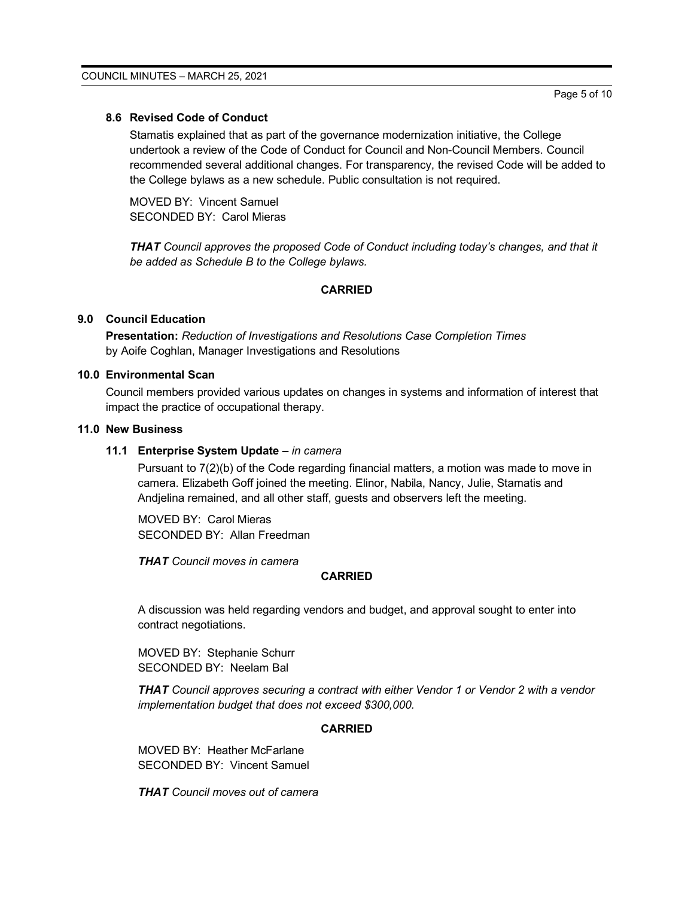### 8.6 Revised Code of Conduct

Stamatis explained that as part of the governance modernization initiative, the College undertook a review of the Code of Conduct for Council and Non-Council Members. Council recommended several additional changes. For transparency, the revised Code will be added to the College bylaws as a new schedule. Public consultation is not required.

MOVED BY: Vincent Samuel
SECONDED BY: Carol Mieras

***THAT*** *Council approves the proposed Code of Conduct including today's changes, and that it be added as Schedule B to the College bylaws.*

**CARRIED**

## 9.0 Council Education

**Presentation:** *Reduction of Investigations and Resolutions Case Completion Times* by Aoife Coghlan, Manager Investigations and Resolutions

## 10.0 Environmental Scan

Council members provided various updates on changes in systems and information of interest that impact the practice of occupational therapy.

## 11.0 New Business

### 11.1 Enterprise System Update – *in camera*

Pursuant to 7(2)(b) of the Code regarding financial matters, a motion was made to move in camera. Elizabeth Goff joined the meeting. Elinor, Nabila, Nancy, Julie, Stamatis and Andjelina remained, and all other staff, guests and observers left the meeting.

MOVED BY: Carol Mieras
SECONDED BY: Allan Freedman

***THAT*** *Council moves in camera*

**CARRIED**

A discussion was held regarding vendors and budget, and approval sought to enter into contract negotiations.

MOVED BY: Stephanie Schurr
SECONDED BY: Neelam Bal

***THAT*** *Council approves securing a contract with either Vendor 1 or Vendor 2 with a vendor implementation budget that does not exceed $300,000.*

**CARRIED**

MOVED BY: Heather McFarlane
SECONDED BY: Vincent Samuel

***THAT*** *Council moves out of camera*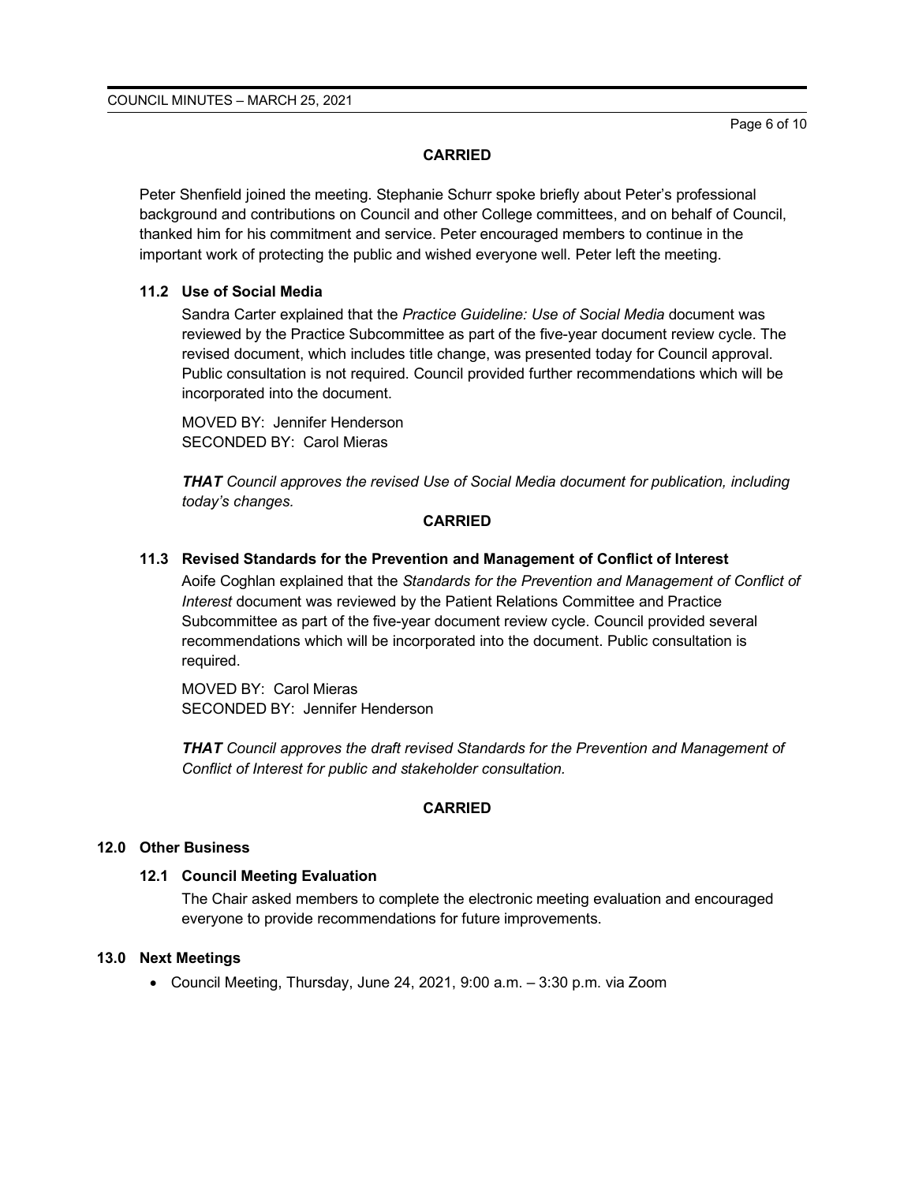**CARRIED**

Peter Shenfield joined the meeting. Stephanie Schurr spoke briefly about Peter's professional background and contributions on Council and other College committees, and on behalf of Council, thanked him for his commitment and service. Peter encouraged members to continue in the important work of protecting the public and wished everyone well. Peter left the meeting.

### 11.2 Use of Social Media

Sandra Carter explained that the *Practice Guideline: Use of Social Media* document was reviewed by the Practice Subcommittee as part of the five-year document review cycle. The revised document, which includes title change, was presented today for Council approval. Public consultation is not required. Council provided further recommendations which will be incorporated into the document.

MOVED BY: Jennifer Henderson
SECONDED BY: Carol Mieras

***THAT*** *Council approves the revised Use of Social Media document for publication, including today's changes.*

**CARRIED**

### 11.3 Revised Standards for the Prevention and Management of Conflict of Interest

Aoife Coghlan explained that the *Standards for the Prevention and Management of Conflict of Interest* document was reviewed by the Patient Relations Committee and Practice Subcommittee as part of the five-year document review cycle. Council provided several recommendations which will be incorporated into the document. Public consultation is required.

MOVED BY: Carol Mieras
SECONDED BY: Jennifer Henderson

***THAT*** *Council approves the draft revised Standards for the Prevention and Management of Conflict of Interest for public and stakeholder consultation.*

**CARRIED**

## 12.0 Other Business

### 12.1 Council Meeting Evaluation

The Chair asked members to complete the electronic meeting evaluation and encouraged everyone to provide recommendations for future improvements.

## 13.0 Next Meetings

- Council Meeting, Thursday, June 24, 2021, 9:00 a.m. – 3:30 p.m. via Zoom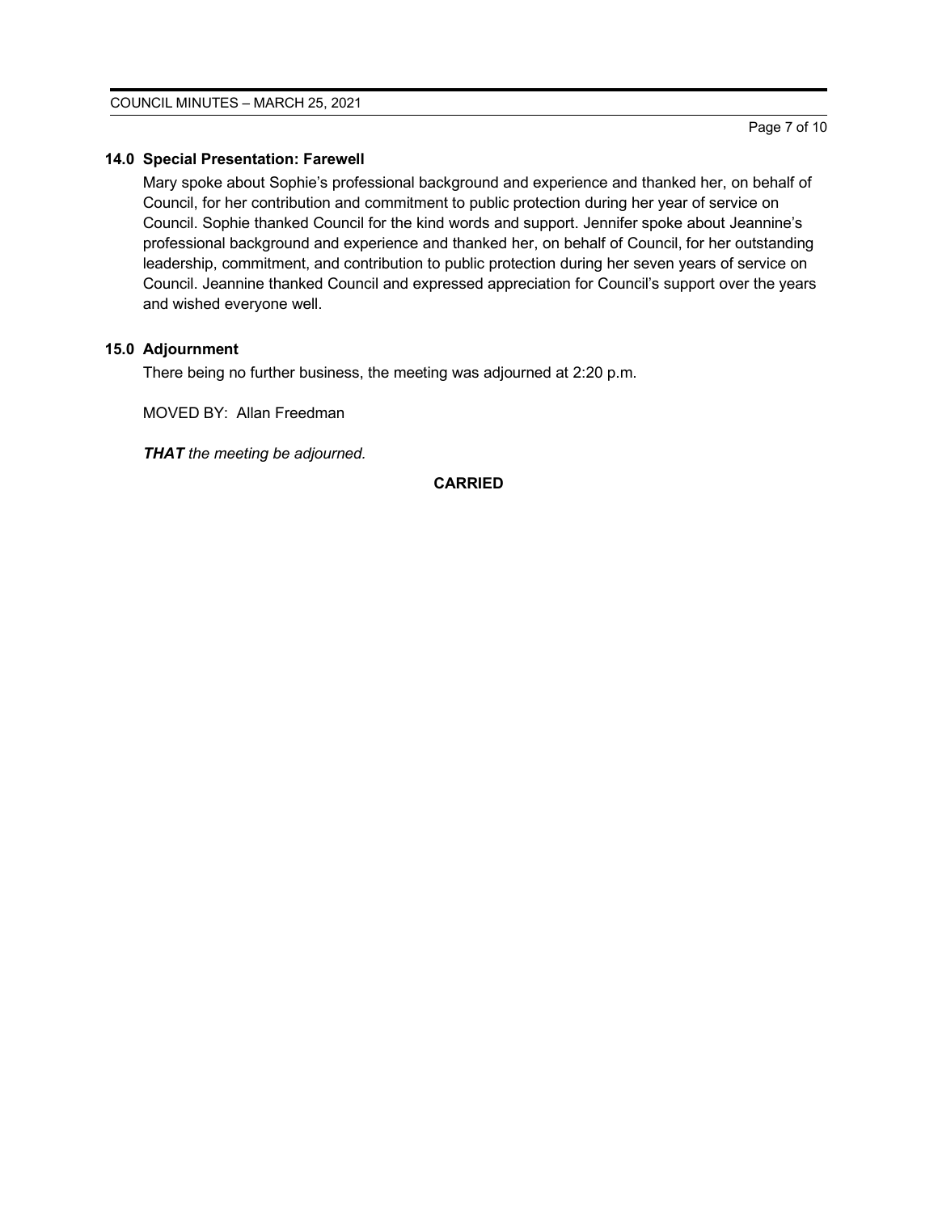### 14.0 Special Presentation: Farewell

Mary spoke about Sophie's professional background and experience and thanked her, on behalf of Council, for her contribution and commitment to public protection during her year of service on Council. Sophie thanked Council for the kind words and support. Jennifer spoke about Jeannine's professional background and experience and thanked her, on behalf of Council, for her outstanding leadership, commitment, and contribution to public protection during her seven years of service on Council. Jeannine thanked Council and expressed appreciation for Council's support over the years and wished everyone well.

### 15.0 Adjournment

There being no further business, the meeting was adjourned at 2:20 p.m.

MOVED BY: Allan Freedman

***THAT** the meeting be adjourned.*

**CARRIED**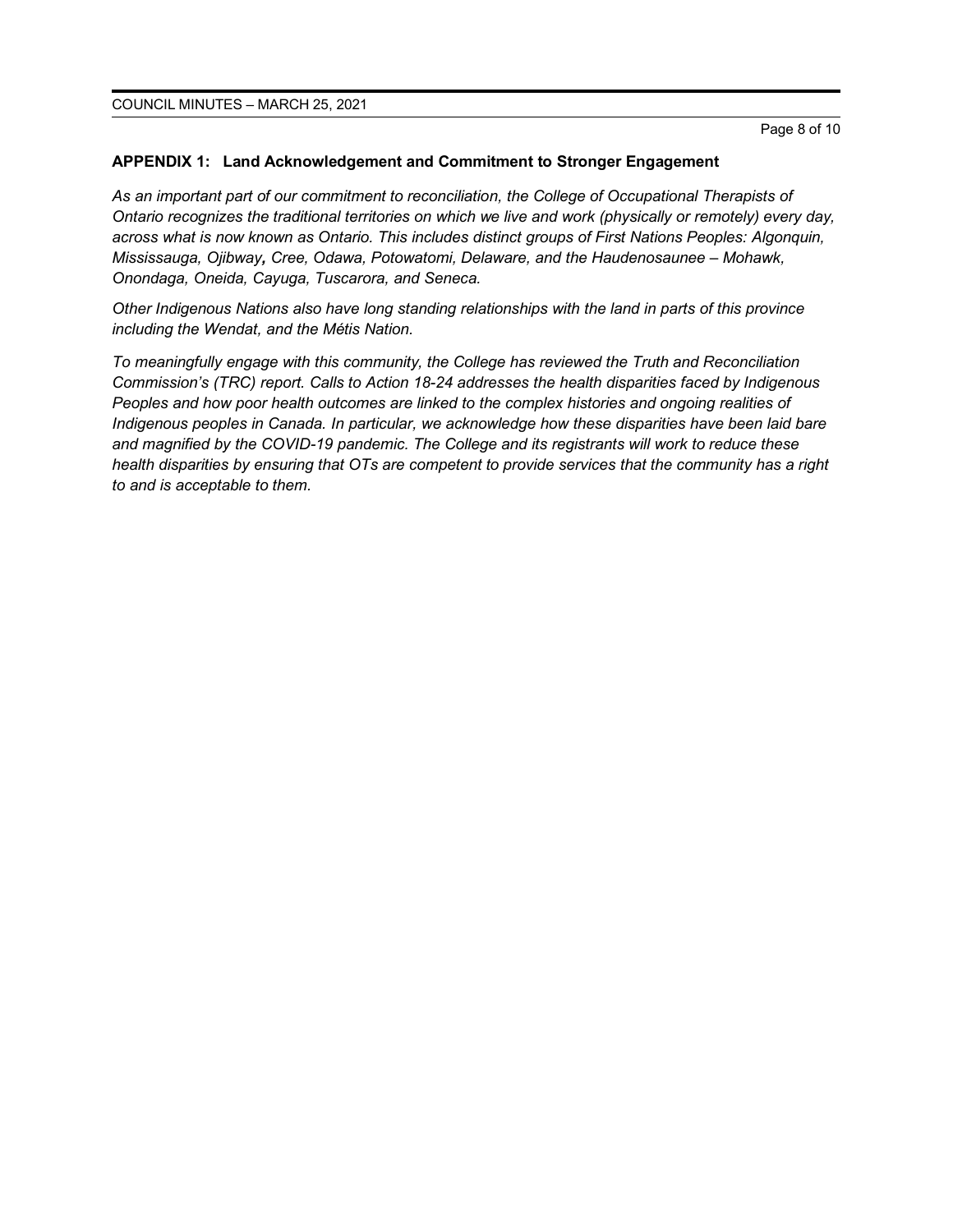## APPENDIX 1: Land Acknowledgement and Commitment to Stronger Engagement

*As an important part of our commitment to reconciliation, the College of Occupational Therapists of Ontario recognizes the traditional territories on which we live and work (physically or remotely) every day, across what is now known as Ontario. This includes distinct groups of First Nations Peoples: Algonquin, Mississauga, Ojibway, Cree, Odawa, Potowatomi, Delaware, and the Haudenosaunee – Mohawk, Onondaga, Oneida, Cayuga, Tuscarora, and Seneca.*

*Other Indigenous Nations also have long standing relationships with the land in parts of this province including the Wendat, and the Métis Nation.*

*To meaningfully engage with this community, the College has reviewed the Truth and Reconciliation Commission's (TRC) report. Calls to Action 18-24 addresses the health disparities faced by Indigenous Peoples and how poor health outcomes are linked to the complex histories and ongoing realities of Indigenous peoples in Canada. In particular, we acknowledge how these disparities have been laid bare and magnified by the COVID-19 pandemic. The College and its registrants will work to reduce these health disparities by ensuring that OTs are competent to provide services that the community has a right to and is acceptable to them.*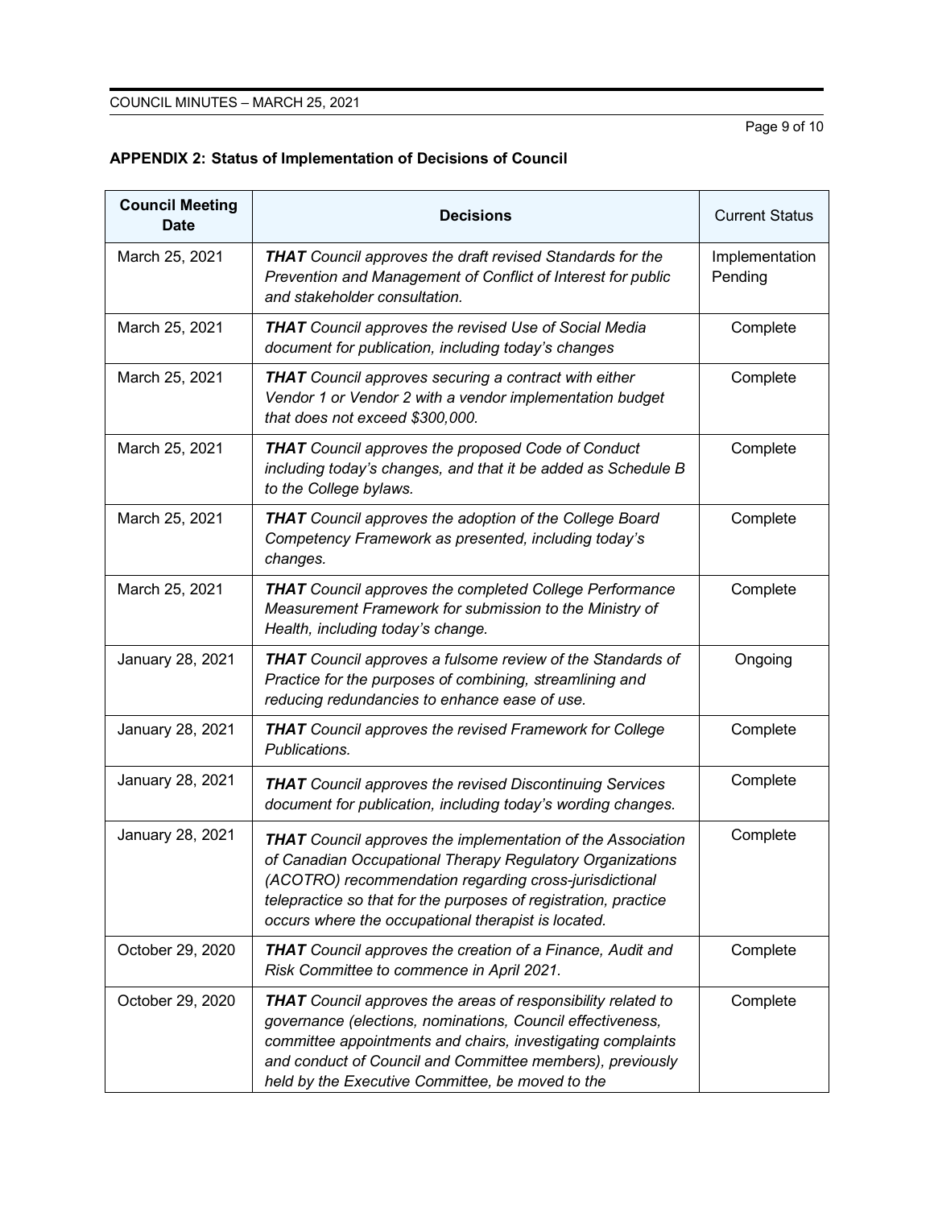## APPENDIX 2: Status of Implementation of Decisions of Council

| Council Meeting Date | Decisions | Current Status |
|---|---|---|
| March 25, 2021 | ***THAT*** *Council approves the draft revised Standards for the Prevention and Management of Conflict of Interest for public and stakeholder consultation.* | Implementation Pending |
| March 25, 2021 | ***THAT*** *Council approves the revised Use of Social Media document for publication, including today's changes* | Complete |
| March 25, 2021 | ***THAT*** *Council approves securing a contract with either Vendor 1 or Vendor 2 with a vendor implementation budget that does not exceed $300,000.* | Complete |
| March 25, 2021 | ***THAT*** *Council approves the proposed Code of Conduct including today's changes, and that it be added as Schedule B to the College bylaws.* | Complete |
| March 25, 2021 | ***THAT*** *Council approves the adoption of the College Board Competency Framework as presented, including today's changes.* | Complete |
| March 25, 2021 | ***THAT*** *Council approves the completed College Performance Measurement Framework for submission to the Ministry of Health, including today's change.* | Complete |
| January 28, 2021 | ***THAT*** *Council approves a fulsome review of the Standards of Practice for the purposes of combining, streamlining and reducing redundancies to enhance ease of use.* | Ongoing |
| January 28, 2021 | ***THAT*** *Council approves the revised Framework for College Publications.* | Complete |
| January 28, 2021 | ***THAT*** *Council approves the revised Discontinuing Services document for publication, including today's wording changes.* | Complete |
| January 28, 2021 | ***THAT*** *Council approves the implementation of the Association of Canadian Occupational Therapy Regulatory Organizations (ACOTRO) recommendation regarding cross-jurisdictional telepractice so that for the purposes of registration, practice occurs where the occupational therapist is located.* | Complete |
| October 29, 2020 | ***THAT*** *Council approves the creation of a Finance, Audit and Risk Committee to commence in April 2021.* | Complete |
| October 29, 2020 | ***THAT*** *Council approves the areas of responsibility related to governance (elections, nominations, Council effectiveness, committee appointments and chairs, investigating complaints and conduct of Council and Committee members), previously held by the Executive Committee, be moved to the* | Complete |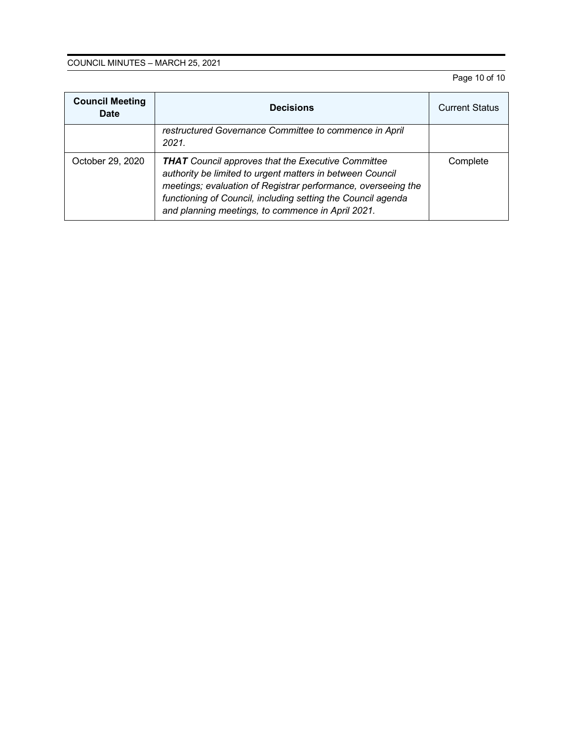| Council Meeting Date | Decisions | Current Status |
|---|---|---|
| | *restructured Governance Committee to commence in April 2021.* | |
| October 29, 2020 | ***THAT*** *Council approves that the Executive Committee authority be limited to urgent matters in between Council meetings; evaluation of Registrar performance, overseeing the functioning of Council, including setting the Council agenda and planning meetings, to commence in April 2021.* | Complete |